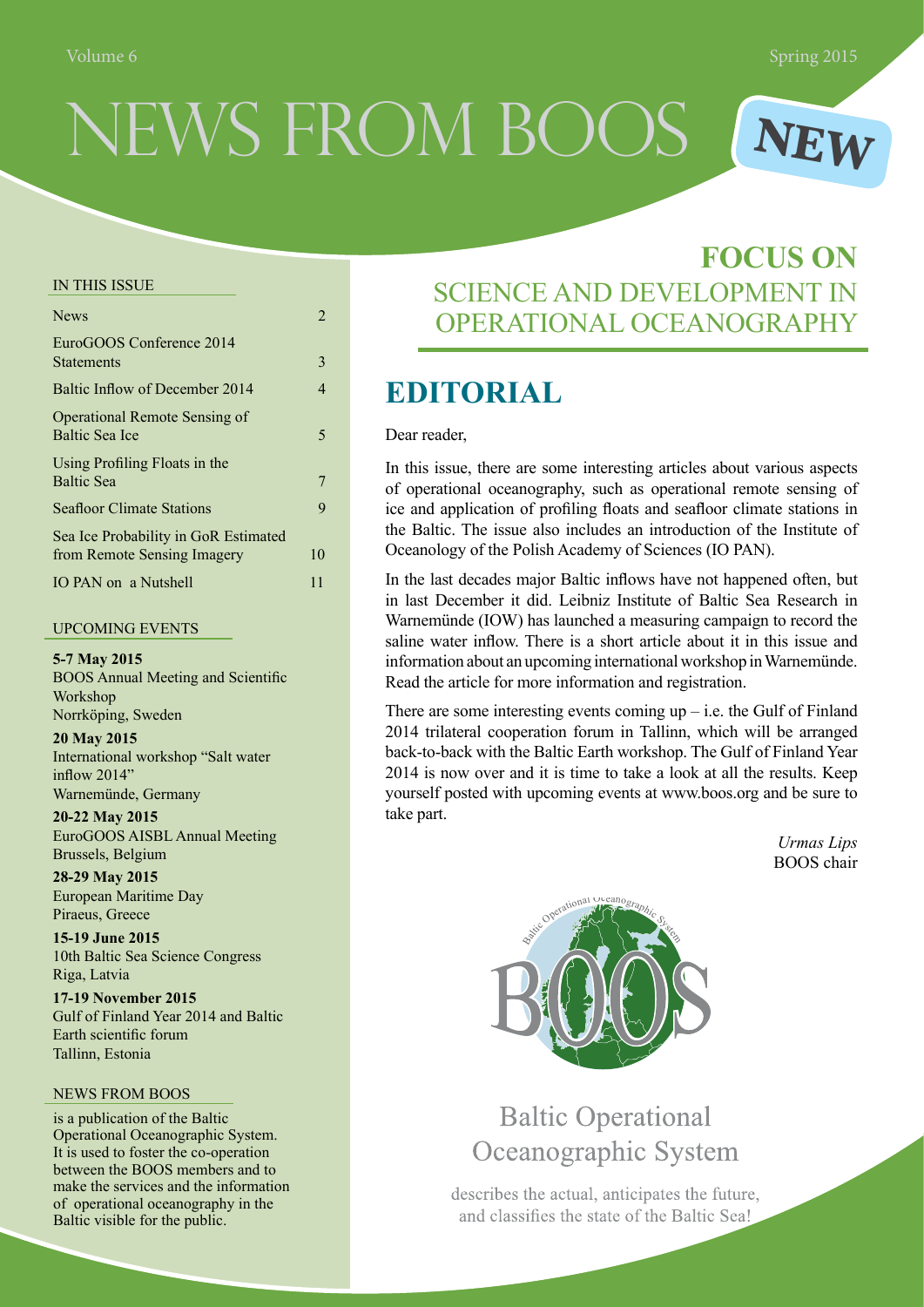# NEWS FROM BOOS

**NEW**

Volume 6 — Spring 2015

## FOCUS ON
## SCIENCE AND DEVELOPMENT IN OPERATIONAL OCEANOGRAPHY

### IN THIS ISSUE

| | |
|---|---|
| News | 2 |
| EuroGOOS Conference 2014 Statements | 3 |
| Baltic Inflow of December 2014 | 4 |
| Operational Remote Sensing of Baltic Sea Ice | 5 |
| Using Profiling Floats in the Baltic Sea | 7 |
| Seafloor Climate Stations | 9 |
| Sea Ice Probability in GoR Estimated from Remote Sensing Imagery | 10 |
| IO PAN on a Nutshell | 11 |

### UPCOMING EVENTS

**5-7 May 2015**
BOOS Annual Meeting and Scientific Workshop
Norrköping, Sweden

**20 May 2015**
International workshop "Salt water inflow 2014"
Warnemünde, Germany

**20-22 May 2015**
EuroGOOS AISBL Annual Meeting
Brussels, Belgium

**28-29 May 2015**
European Maritime Day
Piraeus, Greece

**15-19 June 2015**
10th Baltic Sea Science Congress
Riga, Latvia

**17-19 November 2015**
Gulf of Finland Year 2014 and Baltic Earth scientific forum
Tallinn, Estonia

### NEWS FROM BOOS

is a publication of the Baltic Operational Oceanographic System. It is used to foster the co-operation between the BOOS members and to make the services and the information of operational oceanography in the Baltic visible for the public.

## EDITORIAL

Dear reader,

In this issue, there are some interesting articles about various aspects of operational oceanography, such as operational remote sensing of ice and application of profiling floats and seafloor climate stations in the Baltic. The issue also includes an introduction of the Institute of Oceanology of the Polish Academy of Sciences (IO PAN).

In the last decades major Baltic inflows have not happened often, but in last December it did. Leibniz Institute of Baltic Sea Research in Warnemünde (IOW) has launched a measuring campaign to record the saline water inflow. There is a short article about it in this issue and information about an upcoming international workshop in Warnemünde. Read the article for more information and registration.

There are some interesting events coming up – i.e. the Gulf of Finland 2014 trilateral cooperation forum in Tallinn, which will be arranged back-to-back with the Baltic Earth workshop. The Gulf of Finland Year 2014 is now over and it is time to take a look at all the results. Keep yourself posted with upcoming events at www.boos.org and be sure to take part.

*Urmas Lips*
BOOS chair

Baltic Operational Oceanographic System

BOOS

Baltic Operational Oceanographic System

describes the actual, anticipates the future, and classifies the state of the Baltic Sea!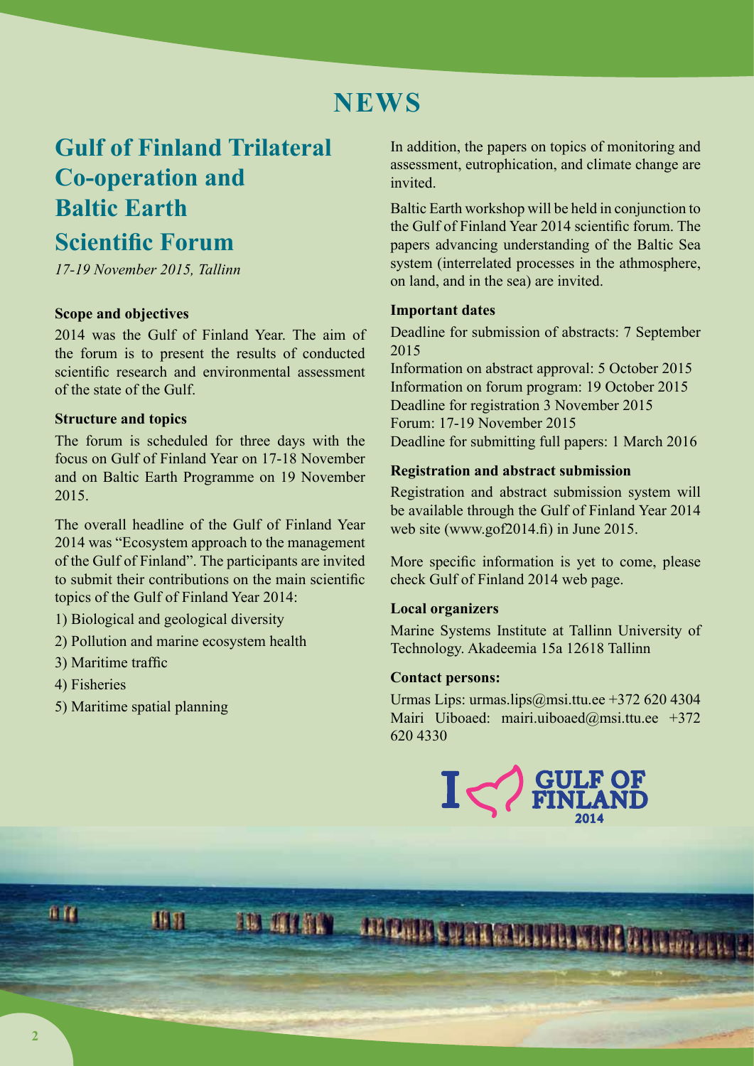# NEWS

## Gulf of Finland Trilateral Co-operation and Baltic Earth Scientific Forum

*17-19 November 2015, Tallinn*

**Scope and objectives**

2014 was the Gulf of Finland Year. The aim of the forum is to present the results of conducted scientific research and environmental assessment of the state of the Gulf.

**Structure and topics**

The forum is scheduled for three days with the focus on Gulf of Finland Year on 17-18 November and on Baltic Earth Programme on 19 November 2015.

The overall headline of the Gulf of Finland Year 2014 was "Ecosystem approach to the management of the Gulf of Finland". The participants are invited to submit their contributions on the main scientific topics of the Gulf of Finland Year 2014:

1) Biological and geological diversity
2) Pollution and marine ecosystem health
3) Maritime traffic
4) Fisheries
5) Maritime spatial planning

In addition, the papers on topics of monitoring and assessment, eutrophication, and climate change are invited.

Baltic Earth workshop will be held in conjunction to the Gulf of Finland Year 2014 scientific forum. The papers advancing understanding of the Baltic Sea system (interrelated processes in the athmosphere, on land, and in the sea) are invited.

**Important dates**

Deadline for submission of abstracts: 7 September 2015
Information on abstract approval: 5 October 2015
Information on forum program: 19 October 2015
Deadline for registration 3 November 2015
Forum: 17-19 November 2015
Deadline for submitting full papers: 1 March 2016

**Registration and abstract submission**

Registration and abstract submission system will be available through the Gulf of Finland Year 2014 web site (www.gof2014.fi) in June 2015.

More specific information is yet to come, please check Gulf of Finland 2014 web page.

**Local organizers**

Marine Systems Institute at Tallinn University of Technology. Akadeemia 15a 12618 Tallinn

**Contact persons:**

Urmas Lips: urmas.lips@msi.ttu.ee +372 620 4304
Mairi Uiboaed: mairi.uiboaed@msi.ttu.ee +372 620 4330

I ♡ GULF OF FINLAND 2014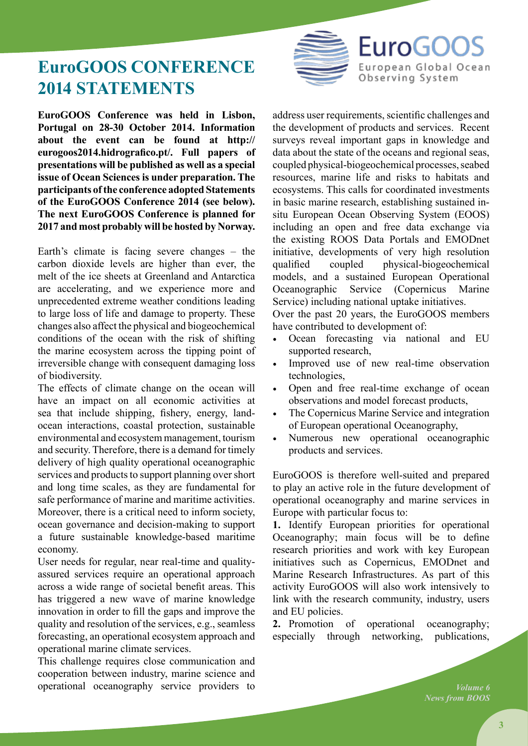# EuroGOOS CONFERENCE 2014 STATEMENTS

**EuroGOOS Conference was held in Lisbon, Portugal on 28-30 October 2014. Information about the event can be found at http://eurogoos2014.hidrografico.pt/. Full papers of presentations will be published as well as a special issue of Ocean Sciences is under preparation. The participants of the conference adopted Statements of the EuroGOOS Conference 2014 (see below). The next EuroGOOS Conference is planned for 2017 and most probably will be hosted by Norway.**

Earth's climate is facing severe changes – the carbon dioxide levels are higher than ever, the melt of the ice sheets at Greenland and Antarctica are accelerating, and we experience more and unprecedented extreme weather conditions leading to large loss of life and damage to property. These changes also affect the physical and biogeochemical conditions of the ocean with the risk of shifting the marine ecosystem across the tipping point of irreversible change with consequent damaging loss of biodiversity.

The effects of climate change on the ocean will have an impact on all economic activities at sea that include shipping, fishery, energy, land-ocean interactions, coastal protection, sustainable environmental and ecosystem management, tourism and security. Therefore, there is a demand for timely delivery of high quality operational oceanographic services and products to support planning over short and long time scales, as they are fundamental for safe performance of marine and maritime activities. Moreover, there is a critical need to inform society, ocean governance and decision-making to support a future sustainable knowledge-based maritime economy.

User needs for regular, near real-time and quality-assured services require an operational approach across a wide range of societal benefit areas. This has triggered a new wave of marine knowledge innovation in order to fill the gaps and improve the quality and resolution of the services, e.g., seamless forecasting, an operational ecosystem approach and operational marine climate services.

This challenge requires close communication and cooperation between industry, marine science and operational oceanography service providers to address user requirements, scientific challenges and the development of products and services. Recent surveys reveal important gaps in knowledge and data about the state of the oceans and regional seas, coupled physical-biogeochemical processes, seabed resources, marine life and risks to habitats and ecosystems. This calls for coordinated investments in basic marine research, establishing sustained in-situ European Ocean Observing System (EOOS) including an open and free data exchange via the existing ROOS Data Portals and EMODnet initiative, developments of very high resolution qualified coupled physical-biogeochemical models, and a sustained European Operational Oceanographic Service (Copernicus Marine Service) including national uptake initiatives.

Over the past 20 years, the EuroGOOS members have contributed to development of:

- Ocean forecasting via national and EU supported research,
- Improved use of new real-time observation technologies,
- Open and free real-time exchange of ocean observations and model forecast products,
- The Copernicus Marine Service and integration of European operational Oceanography,
- Numerous new operational oceanographic products and services.

EuroGOOS is therefore well-suited and prepared to play an active role in the future development of operational oceanography and marine services in Europe with particular focus to:

**1.** Identify European priorities for operational Oceanography; main focus will be to define research priorities and work with key European initiatives such as Copernicus, EMODnet and Marine Research Infrastructures. As part of this activity EuroGOOS will also work intensively to link with the research community, industry, users and EU policies.

**2.** Promotion of operational oceanography; especially through networking, publications,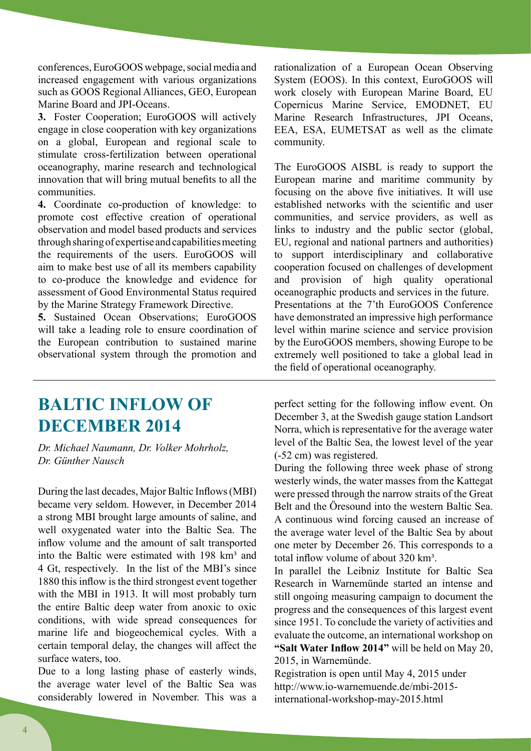conferences, EuroGOOS webpage, social media and increased engagement with various organizations such as GOOS Regional Alliances, GEO, European Marine Board and JPI-Oceans.

**3.** Foster Cooperation; EuroGOOS will actively engage in close cooperation with key organizations on a global, European and regional scale to stimulate cross-fertilization between operational oceanography, marine research and technological innovation that will bring mutual benefits to all the communities.

**4.** Coordinate co-production of knowledge: to promote cost effective creation of operational observation and model based products and services through sharing of expertise and capabilities meeting the requirements of the users. EuroGOOS will aim to make best use of all its members capability to co-produce the knowledge and evidence for assessment of Good Environmental Status required by the Marine Strategy Framework Directive.

**5.** Sustained Ocean Observations; EuroGOOS will take a leading role to ensure coordination of the European contribution to sustained marine observational system through the promotion and rationalization of a European Ocean Observing System (EOOS). In this context, EuroGOOS will work closely with European Marine Board, EU Copernicus Marine Service, EMODNET, EU Marine Research Infrastructures, JPI Oceans, EEA, ESA, EUMETSAT as well as the climate community.

The EuroGOOS AISBL is ready to support the European marine and maritime community by focusing on the above five initiatives. It will use established networks with the scientific and user communities, and service providers, as well as links to industry and the public sector (global, EU, regional and national partners and authorities) to support interdisciplinary and collaborative cooperation focused on challenges of development and provision of high quality operational oceanographic products and services in the future.
Presentations at the 7'th EuroGOOS Conference have demonstrated an impressive high performance level within marine science and service provision by the EuroGOOS members, showing Europe to be extremely well positioned to take a global lead in the field of operational oceanography.

# BALTIC INFLOW OF DECEMBER 2014

*Dr. Michael Naumann, Dr. Volker Mohrholz, Dr. Günther Nausch*

During the last decades, Major Baltic Inflows (MBI) became very seldom. However, in December 2014 a strong MBI brought large amounts of saline, and well oxygenated water into the Baltic Sea. The inflow volume and the amount of salt transported into the Baltic were estimated with 198 km³ and 4 Gt, respectively. In the list of the MBI's since 1880 this inflow is the third strongest event together with the MBI in 1913. It will most probably turn the entire Baltic deep water from anoxic to oxic conditions, with wide spread consequences for marine life and biogeochemical cycles. With a certain temporal delay, the changes will affect the surface waters, too.

Due to a long lasting phase of easterly winds, the average water level of the Baltic Sea was considerably lowered in November. This was a perfect setting for the following inflow event. On December 3, at the Swedish gauge station Landsort Norra, which is representative for the average water level of the Baltic Sea, the lowest level of the year (-52 cm) was registered.

During the following three week phase of strong westerly winds, the water masses from the Kattegat were pressed through the narrow straits of the Great Belt and the Öresound into the western Baltic Sea. A continuous wind forcing caused an increase of the average water level of the Baltic Sea by about one meter by December 26. This corresponds to a total inflow volume of about 320 km³.

In parallel the Leibniz Institute for Baltic Sea Research in Warnemünde started an intense and still ongoing measuring campaign to document the progress and the consequences of this largest event since 1951. To conclude the variety of activities and evaluate the outcome, an international workshop on **"Salt Water Inflow 2014"** will be held on May 20, 2015, in Warnemünde.

Registration is open until May 4, 2015 under http://www.io-warnemuende.de/mbi-2015-international-workshop-may-2015.html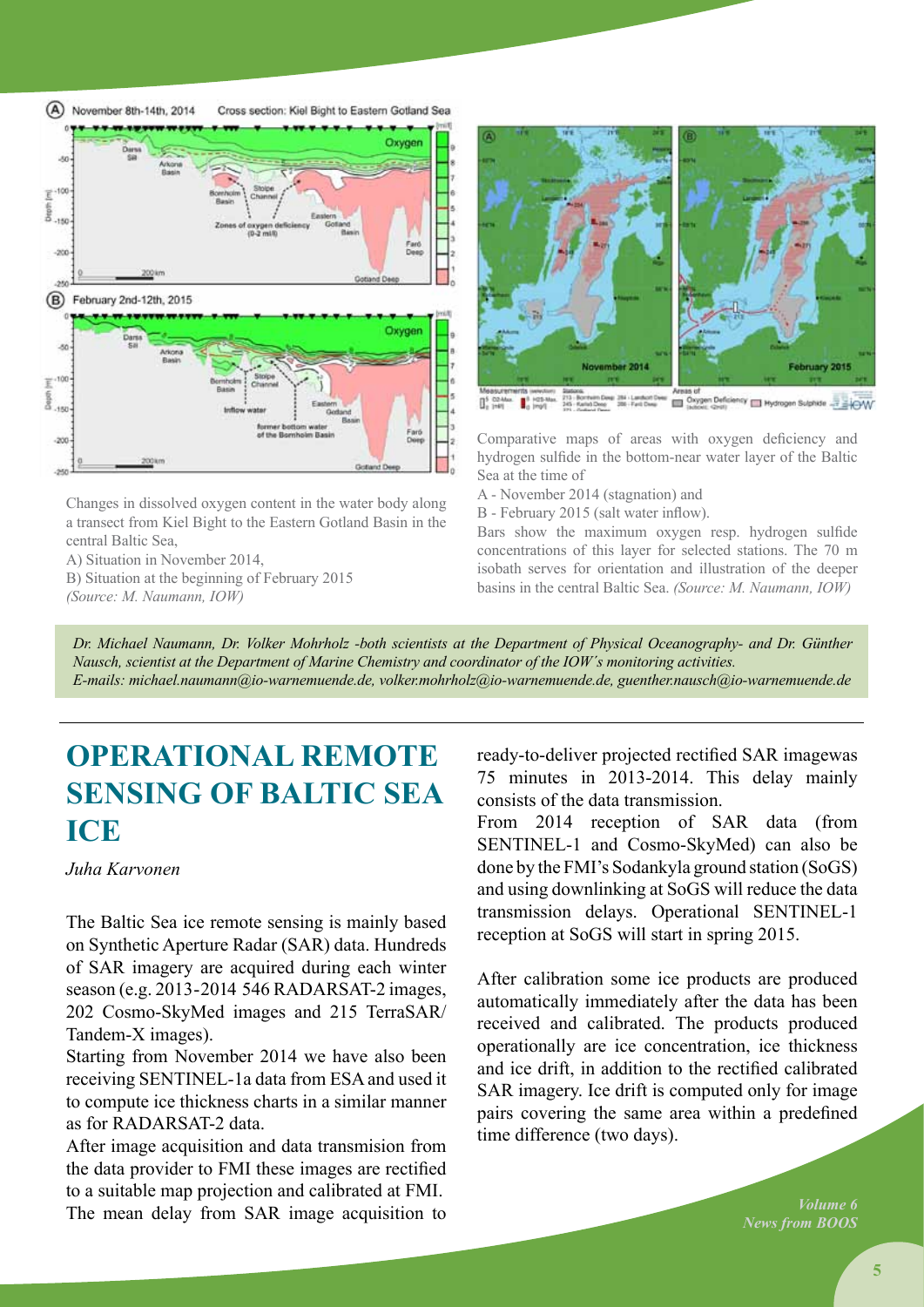Changes in dissolved oxygen content in the water body along a transect from Kiel Bight to the Eastern Gotland Basin in the central Baltic Sea,

A) Situation in November 2014,

B) Situation at the beginning of February 2015

*(Source: M. Naumann, IOW)*

Comparative maps of areas with oxygen deficiency and hydrogen sulfide in the bottom-near water layer of the Baltic Sea at the time of

A - November 2014 (stagnation) and

B - February 2015 (salt water inflow).

Bars show the maximum oxygen resp. hydrogen sulfide concentrations of this layer for selected stations. The 70 m isobath serves for orientation and illustration of the deeper basins in the central Baltic Sea. *(Source: M. Naumann, IOW)*

*Dr. Michael Naumann, Dr. Volker Mohrholz -both scientists at the Department of Physical Oceanography- and Dr. Günther Nausch, scientist at the Department of Marine Chemistry and coordinator of the IOW's monitoring activities.*
*E-mails: michael.naumann@io-warnemuende.de, volker.mohrholz@io-warnemuende.de, guenther.nausch@io-warnemuende.de*

# OPERATIONAL REMOTE SENSING OF BALTIC SEA ICE

*Juha Karvonen*

The Baltic Sea ice remote sensing is mainly based on Synthetic Aperture Radar (SAR) data. Hundreds of SAR imagery are acquired during each winter season (e.g. 2013-2014 546 RADARSAT-2 images, 202 Cosmo-SkyMed images and 215 TerraSAR/Tandem-X images).

Starting from November 2014 we have also been receiving SENTINEL-1a data from ESA and used it to compute ice thickness charts in a similar manner as for RADARSAT-2 data.

After image acquisition and data transmision from the data provider to FMI these images are rectified to a suitable map projection and calibrated at FMI. The mean delay from SAR image acquisition to ready-to-deliver projected rectified SAR imagewas 75 minutes in 2013-2014. This delay mainly consists of the data transmission.

From 2014 reception of SAR data (from SENTINEL-1 and Cosmo-SkyMed) can also be done by the FMI's Sodankyla ground station (SoGS) and using downlinking at SoGS will reduce the data transmission delays. Operational SENTINEL-1 reception at SoGS will start in spring 2015.

After calibration some ice products are produced automatically immediately after the data has been received and calibrated. The products produced operationally are ice concentration, ice thickness and ice drift, in addition to the rectified calibrated SAR imagery. Ice drift is computed only for image pairs covering the same area within a predefined time difference (two days).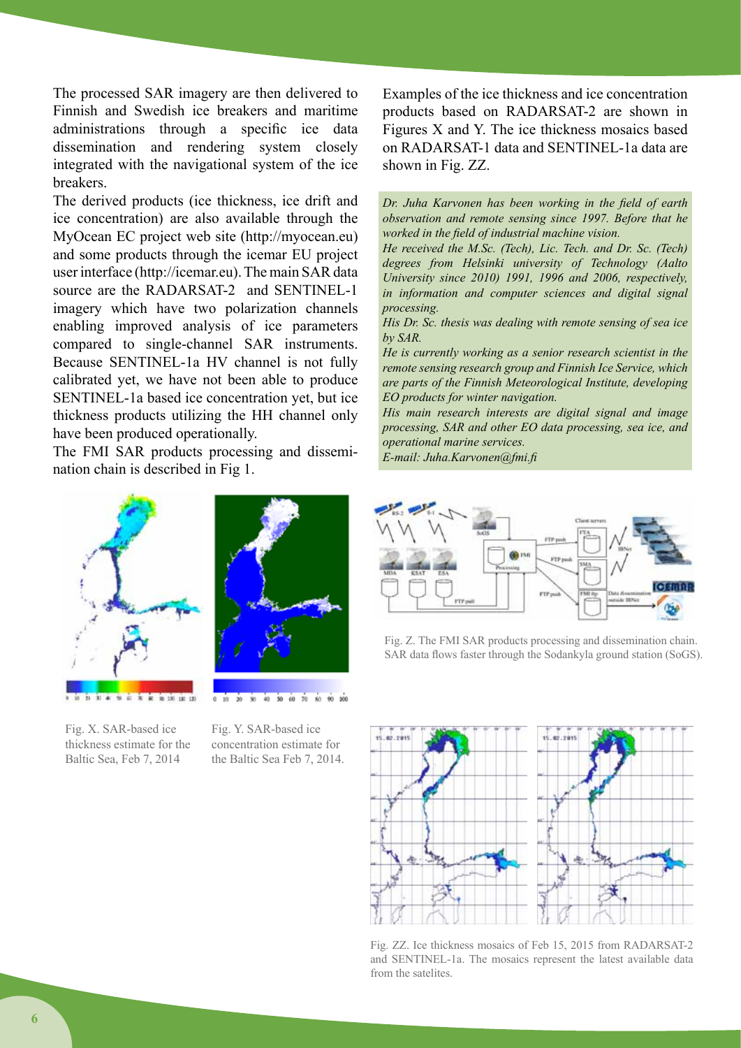The processed SAR imagery are then delivered to Finnish and Swedish ice breakers and maritime administrations through a specific ice data dissemination and rendering system closely integrated with the navigational system of the ice breakers.

The derived products (ice thickness, ice drift and ice concentration) are also available through the MyOcean EC project web site (http://myocean.eu) and some products through the icemar EU project user interface (http://icemar.eu). The main SAR data source are the RADARSAT-2 and SENTINEL-1 imagery which have two polarization channels enabling improved analysis of ice parameters compared to single-channel SAR instruments. Because SENTINEL-1a HV channel is not fully calibrated yet, we have not been able to produce SENTINEL-1a based ice concentration yet, but ice thickness products utilizing the HH channel only have been produced operationally.

The FMI SAR products processing and dissemination chain is described in Fig 1.

Examples of the ice thickness and ice concentration products based on RADARSAT-2 are shown in Figures X and Y. The ice thickness mosaics based on RADARSAT-1 data and SENTINEL-1a data are shown in Fig. ZZ.

*Dr. Juha Karvonen has been working in the field of earth observation and remote sensing since 1997. Before that he worked in the field of industrial machine vision.*

*He received the M.Sc. (Tech), Lic. Tech. and Dr. Sc. (Tech) degrees from Helsinki university of Technology (Aalto University since 2010) 1991, 1996 and 2006, respectively, in information and computer sciences and digital signal processing.*

*His Dr. Sc. thesis was dealing with remote sensing of sea ice by SAR.*

*He is currently working as a senior research scientist in the remote sensing research group and Finnish Ice Service, which are parts of the Finnish Meteorological Institute, developing EO products for winter navigation.*

*His main research interests are digital signal and image processing, SAR and other EO data processing, sea ice, and operational marine services.*

*E-mail: Juha.Karvonen@fmi.fi*

Fig. X. SAR-based ice thickness estimate for the Baltic Sea, Feb 7, 2014

Fig. Y. SAR-based ice concentration estimate for the Baltic Sea Feb 7, 2014.

Fig. Z. The FMI SAR products processing and dissemination chain. SAR data flows faster through the Sodankyla ground station (SoGS).

Fig. ZZ. Ice thickness mosaics of Feb 15, 2015 from RADARSAT-2 and SENTINEL-1a. The mosaics represent the latest available data from the satelites.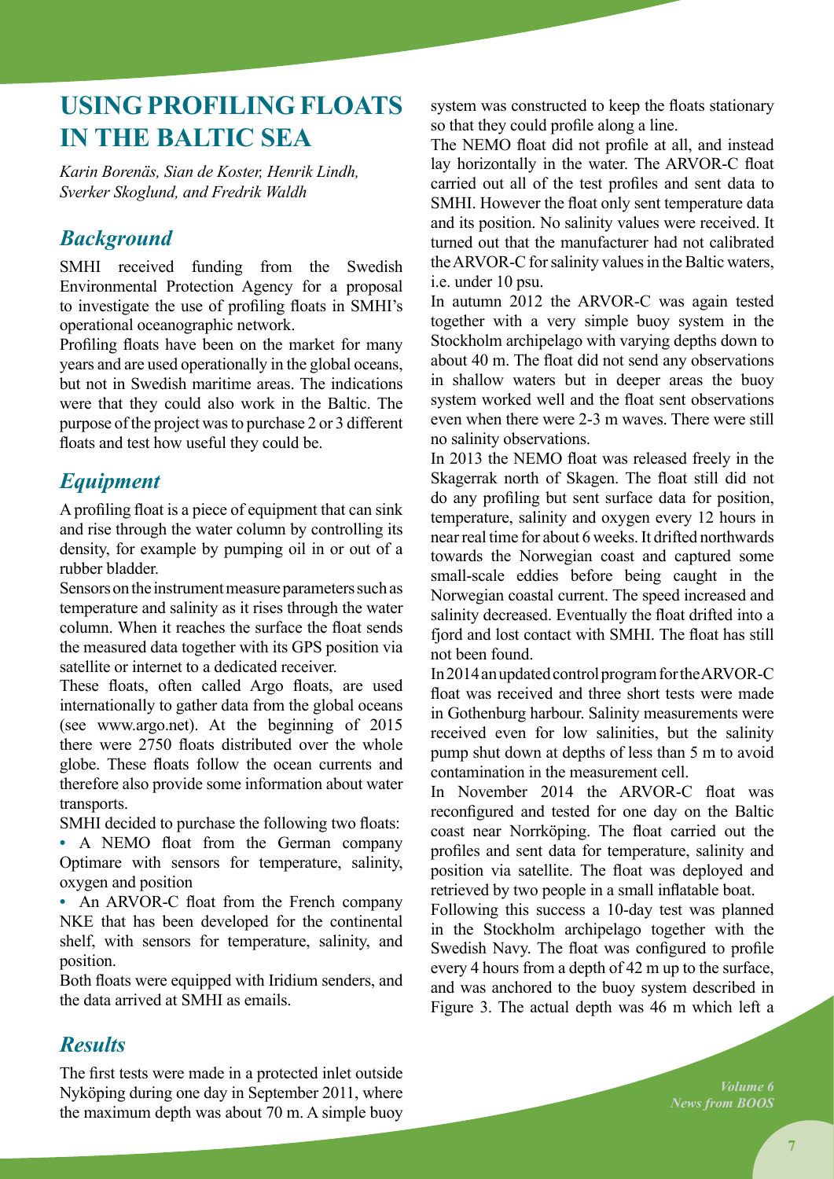# USING PROFILING FLOATS IN THE BALTIC SEA

*Karin Borenäs, Sian de Koster, Henrik Lindh, Sverker Skoglund, and Fredrik Waldh*

## Background

SMHI received funding from the Swedish Environmental Protection Agency for a proposal to investigate the use of profiling floats in SMHI's operational oceanographic network.

Profiling floats have been on the market for many years and are used operationally in the global oceans, but not in Swedish maritime areas. The indications were that they could also work in the Baltic. The purpose of the project was to purchase 2 or 3 different floats and test how useful they could be.

## Equipment

A profiling float is a piece of equipment that can sink and rise through the water column by controlling its density, for example by pumping oil in or out of a rubber bladder.

Sensors on the instrument measure parameters such as temperature and salinity as it rises through the water column. When it reaches the surface the float sends the measured data together with its GPS position via satellite or internet to a dedicated receiver.

These floats, often called Argo floats, are used internationally to gather data from the global oceans (see www.argo.net). At the beginning of 2015 there were 2750 floats distributed over the whole globe. These floats follow the ocean currents and therefore also provide some information about water transports.

SMHI decided to purchase the following two floats:

- A NEMO float from the German company Optimare with sensors for temperature, salinity, oxygen and position
- An ARVOR-C float from the French company NKE that has been developed for the continental shelf, with sensors for temperature, salinity, and position.

Both floats were equipped with Iridium senders, and the data arrived at SMHI as emails.

## Results

The first tests were made in a protected inlet outside Nyköping during one day in September 2011, where the maximum depth was about 70 m. A simple buoy system was constructed to keep the floats stationary so that they could profile along a line.

The NEMO float did not profile at all, and instead lay horizontally in the water. The ARVOR-C float carried out all of the test profiles and sent data to SMHI. However the float only sent temperature data and its position. No salinity values were received. It turned out that the manufacturer had not calibrated the ARVOR-C for salinity values in the Baltic waters, i.e. under 10 psu.

In autumn 2012 the ARVOR-C was again tested together with a very simple buoy system in the Stockholm archipelago with varying depths down to about 40 m. The float did not send any observations in shallow waters but in deeper areas the buoy system worked well and the float sent observations even when there were 2-3 m waves. There were still no salinity observations.

In 2013 the NEMO float was released freely in the Skagerrak north of Skagen. The float still did not do any profiling but sent surface data for position, temperature, salinity and oxygen every 12 hours in near real time for about 6 weeks. It drifted northwards towards the Norwegian coast and captured some small-scale eddies before being caught in the Norwegian coastal current. The speed increased and salinity decreased. Eventually the float drifted into a fjord and lost contact with SMHI. The float has still not been found.

In 2014 an updated control program for the ARVOR-C float was received and three short tests were made in Gothenburg harbour. Salinity measurements were received even for low salinities, but the salinity pump shut down at depths of less than 5 m to avoid contamination in the measurement cell.

In November 2014 the ARVOR-C float was reconfigured and tested for one day on the Baltic coast near Norrköping. The float carried out the profiles and sent data for temperature, salinity and position via satellite. The float was deployed and retrieved by two people in a small inflatable boat.

Following this success a 10-day test was planned in the Stockholm archipelago together with the Swedish Navy. The float was configured to profile every 4 hours from a depth of 42 m up to the surface, and was anchored to the buoy system described in Figure 3. The actual depth was 46 m which left a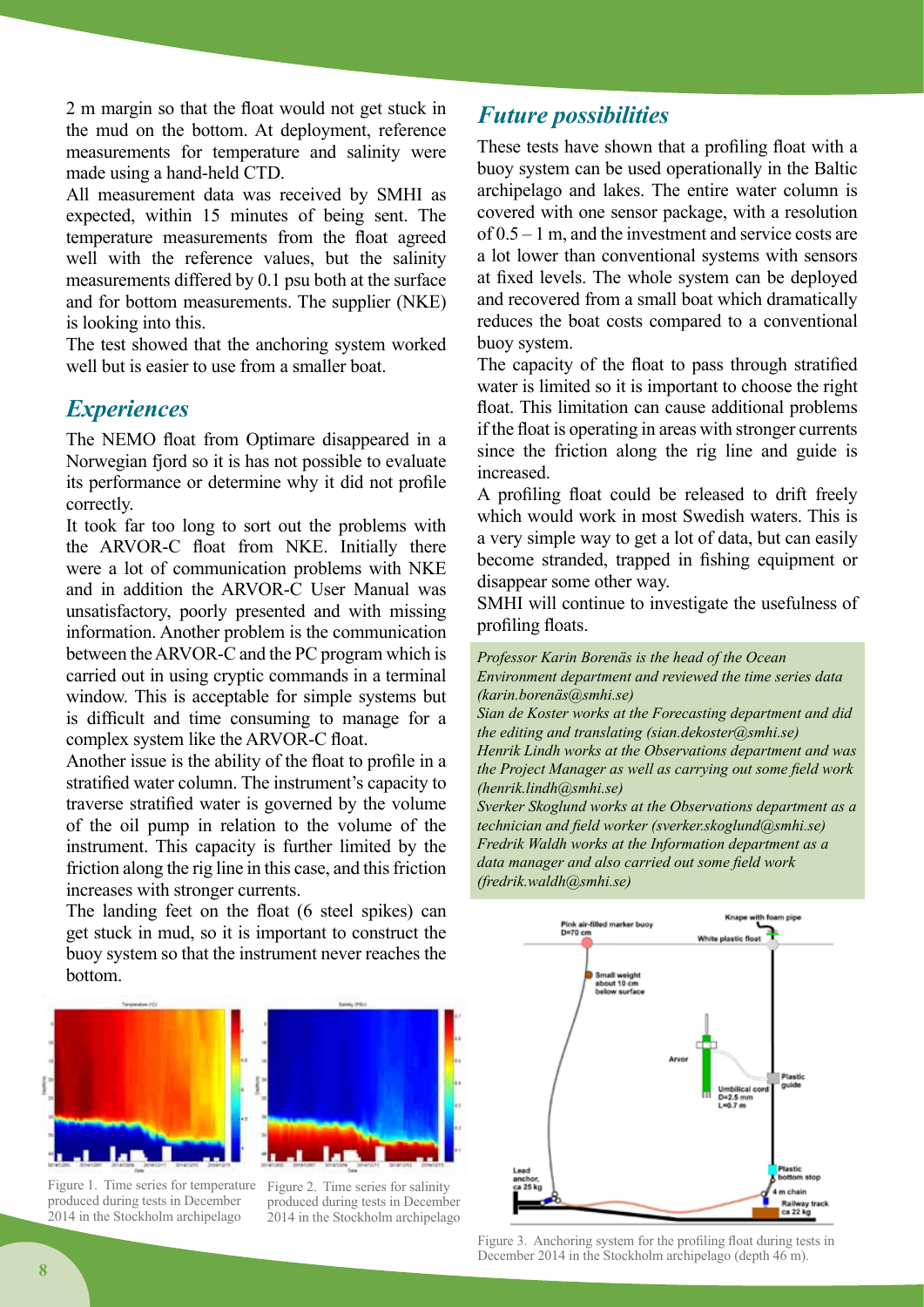2 m margin so that the float would not get stuck in the mud on the bottom. At deployment, reference measurements for temperature and salinity were made using a hand-held CTD.

All measurement data was received by SMHI as expected, within 15 minutes of being sent. The temperature measurements from the float agreed well with the reference values, but the salinity measurements differed by 0.1 psu both at the surface and for bottom measurements. The supplier (NKE) is looking into this.

The test showed that the anchoring system worked well but is easier to use from a smaller boat.

## *Experiences*

The NEMO float from Optimare disappeared in a Norwegian fjord so it is has not possible to evaluate its performance or determine why it did not profile correctly.

It took far too long to sort out the problems with the ARVOR-C float from NKE. Initially there were a lot of communication problems with NKE and in addition the ARVOR-C User Manual was unsatisfactory, poorly presented and with missing information. Another problem is the communication between the ARVOR-C and the PC program which is carried out in using cryptic commands in a terminal window. This is acceptable for simple systems but is difficult and time consuming to manage for a complex system like the ARVOR-C float.

Another issue is the ability of the float to profile in a stratified water column. The instrument's capacity to traverse stratified water is governed by the volume of the oil pump in relation to the volume of the instrument. This capacity is further limited by the friction along the rig line in this case, and this friction increases with stronger currents.

The landing feet on the float (6 steel spikes) can get stuck in mud, so it is important to construct the buoy system so that the instrument never reaches the bottom.

Figure 1. Time series for temperature produced during tests in December 2014 in the Stockholm archipelago

Figure 2. Time series for salinity produced during tests in December 2014 in the Stockholm archipelago

## *Future possibilities*

These tests have shown that a profiling float with a buoy system can be used operationally in the Baltic archipelago and lakes. The entire water column is covered with one sensor package, with a resolution of 0.5 – 1 m, and the investment and service costs are a lot lower than conventional systems with sensors at fixed levels. The whole system can be deployed and recovered from a small boat which dramatically reduces the boat costs compared to a conventional buoy system.

The capacity of the float to pass through stratified water is limited so it is important to choose the right float. This limitation can cause additional problems if the float is operating in areas with stronger currents since the friction along the rig line and guide is increased.

A profiling float could be released to drift freely which would work in most Swedish waters. This is a very simple way to get a lot of data, but can easily become stranded, trapped in fishing equipment or disappear some other way.

SMHI will continue to investigate the usefulness of profiling floats.

*Professor Karin Borenäs is the head of the Ocean Environment department and reviewed the time series data (karin.borenäs@smhi.se)*
*Sian de Koster works at the Forecasting department and did the editing and translating (sian.dekoster@smhi.se)*
*Henrik Lindh works at the Observations department and was the Project Manager as well as carrying out some field work (henrik.lindh@smhi.se)*
*Sverker Skoglund works at the Observations department as a technician and field worker (sverker.skoglund@smhi.se)*
*Fredrik Waldh works at the Information department as a data manager and also carried out some field work (fredrik.waldh@smhi.se)*

Figure 3. Anchoring system for the profiling float during tests in December 2014 in the Stockholm archipelago (depth 46 m).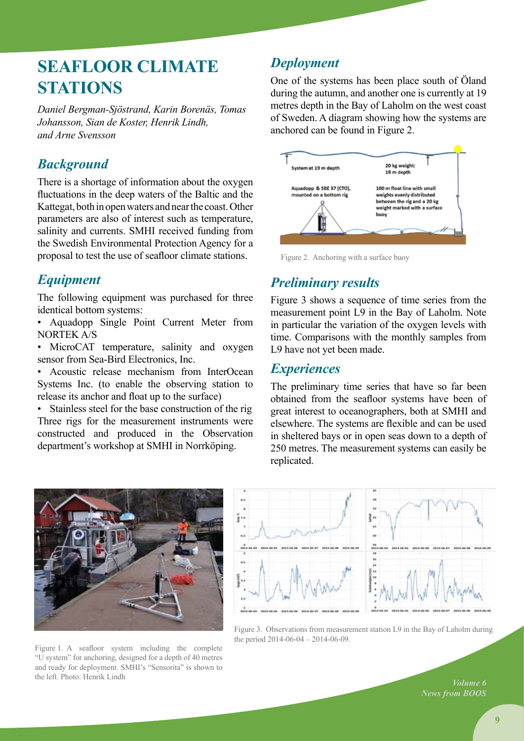# SEAFLOOR CLIMATE STATIONS

*Daniel Bergman-Sjöstrand, Karin Borenäs, Tomas Johansson, Sian de Koster, Henrik Lindh, and Arne Svensson*

## Background

There is a shortage of information about the oxygen fluctuations in the deep waters of the Baltic and the Kattegat, both in open waters and near the coast. Other parameters are also of interest such as temperature, salinity and currents. SMHI received funding from the Swedish Environmental Protection Agency for a proposal to test the use of seafloor climate stations.

## Equipment

The following equipment was purchased for three identical bottom systems:

- Aquadopp Single Point Current Meter from NORTEK A/S
- MicroCAT temperature, salinity and oxygen sensor from Sea-Bird Electronics, Inc.
- Acoustic release mechanism from InterOcean Systems Inc. (to enable the observing station to release its anchor and float up to the surface)
- Stainless steel for the base construction of the rig

Three rigs for the measurement instruments were constructed and produced in the Observation department's workshop at SMHI in Norrköping.

## Deployment

One of the systems has been place south of Öland during the autumn, and another one is currently at 19 metres depth in the Bay of Laholm on the west coast of Sweden. A diagram showing how the systems are anchored can be found in Figure 2.

Figure 2. Anchoring with a surface buoy

## Preliminary results

Figure 3 shows a sequence of time series from the measurement point L9 in the Bay of Laholm. Note in particular the variation of the oxygen levels with time. Comparisons with the monthly samples from L9 have not yet been made.

## Experiences

The preliminary time series that have so far been obtained from the seafloor systems have been of great interest to oceanographers, both at SMHI and elsewhere. The systems are flexible and can be used in sheltered bays or in open seas down to a depth of 250 metres. The measurement systems can easily be replicated.

Figure 1. A seafloor system including the complete "U system" for anchoring, designed for a depth of 40 metres and ready for deployment. SMHI's "Sensorita" is shown to the left. Photo: Henrik Lindh

Figure 3. Observations from measurement station L9 in the Bay of Laholm during the period 2014-06-04 – 2014-06-09.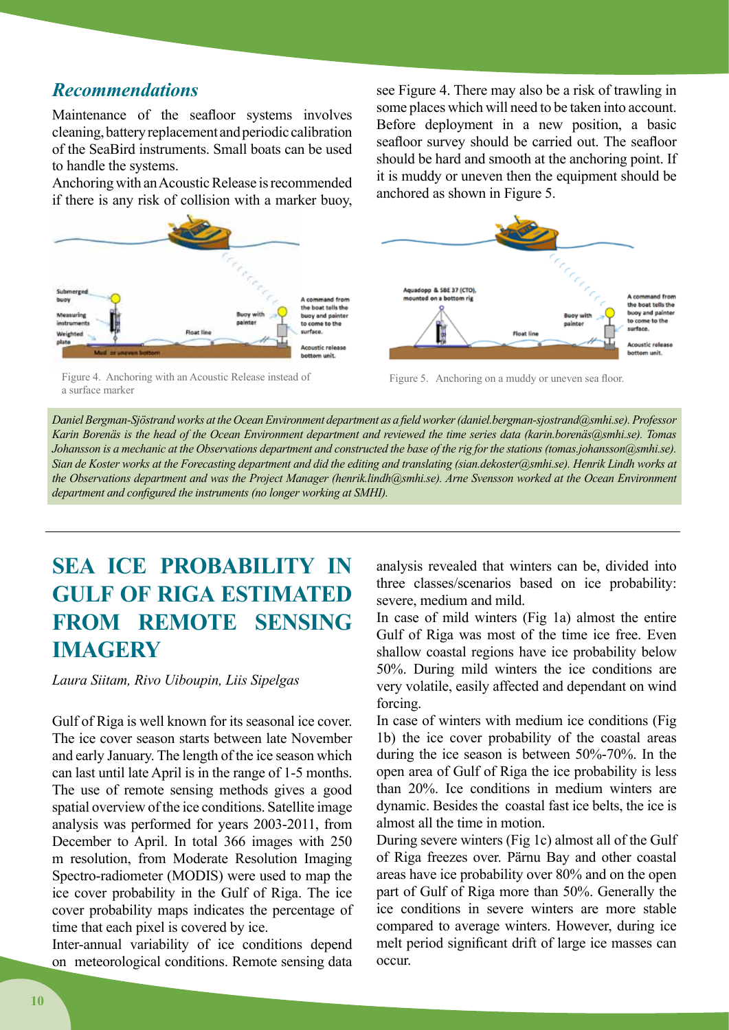## *Recommendations*

Maintenance of the seafloor systems involves cleaning, battery replacement and periodic calibration of the SeaBird instruments. Small boats can be used to handle the systems.

Anchoring with an Acoustic Release is recommended if there is any risk of collision with a marker buoy, see Figure 4. There may also be a risk of trawling in some places which will need to be taken into account. Before deployment in a new position, a basic seafloor survey should be carried out. The seafloor should be hard and smooth at the anchoring point. If it is muddy or uneven then the equipment should be anchored as shown in Figure 5.

Figure 4. Anchoring with an Acoustic Release instead of a surface marker

Figure 5. Anchoring on a muddy or uneven sea floor.

*Daniel Bergman-Sjöstrand works at the Ocean Environment department as a field worker (daniel.bergman-sjostrand@smhi.se). Professor Karin Borenäs is the head of the Ocean Environment department and reviewed the time series data (karin.borenäs@smhi.se). Tomas Johansson is a mechanic at the Observations department and constructed the base of the rig for the stations (tomas.johansson@smhi.se). Sian de Koster works at the Forecasting department and did the editing and translating (sian.dekoster@smhi.se). Henrik Lindh works at the Observations department and was the Project Manager (henrik.lindh@smhi.se). Arne Svensson worked at the Ocean Environment department and configured the instruments (no longer working at SMHI).*

# SEA ICE PROBABILITY IN GULF OF RIGA ESTIMATED FROM REMOTE SENSING IMAGERY

*Laura Siitam, Rivo Uiboupin, Liis Sipelgas*

Gulf of Riga is well known for its seasonal ice cover. The ice cover season starts between late November and early January. The length of the ice season which can last until late April is in the range of 1-5 months. The use of remote sensing methods gives a good spatial overview of the ice conditions. Satellite image analysis was performed for years 2003-2011, from December to April. In total 366 images with 250 m resolution, from Moderate Resolution Imaging Spectro-radiometer (MODIS) were used to map the ice cover probability in the Gulf of Riga. The ice cover probability maps indicates the percentage of time that each pixel is covered by ice.

Inter-annual variability of ice conditions depend on meteorological conditions. Remote sensing data analysis revealed that winters can be, divided into three classes/scenarios based on ice probability: severe, medium and mild.

In case of mild winters (Fig 1a) almost the entire Gulf of Riga was most of the time ice free. Even shallow coastal regions have ice probability below 50%. During mild winters the ice conditions are very volatile, easily affected and dependant on wind forcing.

In case of winters with medium ice conditions (Fig 1b) the ice cover probability of the coastal areas during the ice season is between 50%-70%. In the open area of Gulf of Riga the ice probability is less than 20%. Ice conditions in medium winters are dynamic. Besides the coastal fast ice belts, the ice is almost all the time in motion.

During severe winters (Fig 1c) almost all of the Gulf of Riga freezes over. Pärnu Bay and other coastal areas have ice probability over 80% and on the open part of Gulf of Riga more than 50%. Generally the ice conditions in severe winters are more stable compared to average winters. However, during ice melt period significant drift of large ice masses can occur.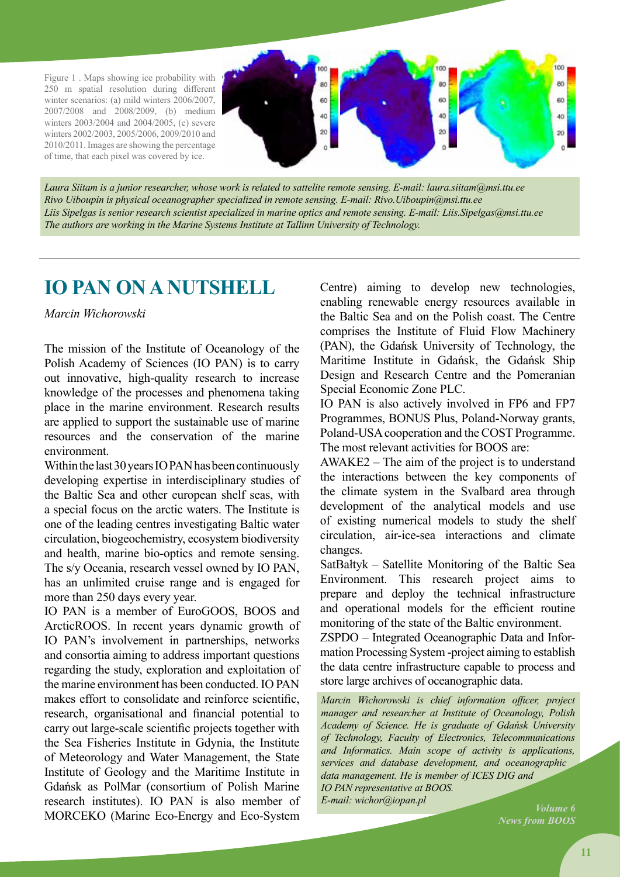Figure 1 . Maps showing ice probability with 250 m spatial resolution during different winter scenarios: (a) mild winters 2006/2007, 2007/2008 and 2008/2009, (b) medium winters 2003/2004 and 2004/2005, (c) severe winters 2002/2003, 2005/2006, 2009/2010 and 2010/2011. Images are showing the percentage of time, that each pixel was covered by ice.

*Laura Siitam is a junior researcher, whose work is related to sattelite remote sensing. E-mail: laura.siitam@msi.ttu.ee*
*Rivo Uiboupin is physical oceanographer specialized in remote sensing. E-mail: Rivo.Uiboupin@msi.ttu.ee*
*Liis Sipelgas is senior research scientist specialized in marine optics and remote sensing. E-mail: Liis.Sipelgas@msi.ttu.ee*
*The authors are working in the Marine Systems Institute at Tallinn University of Technology.*

# IO PAN ON A NUTSHELL

*Marcin Wichorowski*

The mission of the Institute of Oceanology of the Polish Academy of Sciences (IO PAN) is to carry out innovative, high-quality research to increase knowledge of the processes and phenomena taking place in the marine environment. Research results are applied to support the sustainable use of marine resources and the conservation of the marine environment.

Within the last 30 years IO PAN has been continuously developing expertise in interdisciplinary studies of the Baltic Sea and other european shelf seas, with a special focus on the arctic waters. The Institute is one of the leading centres investigating Baltic water circulation, biogeochemistry, ecosystem biodiversity and health, marine bio-optics and remote sensing. The s/y Oceania, research vessel owned by IO PAN, has an unlimited cruise range and is engaged for more than 250 days every year.

IO PAN is a member of EuroGOOS, BOOS and ArcticROOS. In recent years dynamic growth of IO PAN's involvement in partnerships, networks and consortia aiming to address important questions regarding the study, exploration and exploitation of the marine environment has been conducted. IO PAN makes effort to consolidate and reinforce scientific, research, organisational and financial potential to carry out large-scale scientific projects together with the Sea Fisheries Institute in Gdynia, the Institute of Meteorology and Water Management, the State Institute of Geology and the Maritime Institute in Gdańsk as PolMar (consortium of Polish Marine research institutes). IO PAN is also member of MORCEKO (Marine Eco-Energy and Eco-System Centre) aiming to develop new technologies, enabling renewable energy resources available in the Baltic Sea and on the Polish coast. The Centre comprises the Institute of Fluid Flow Machinery (PAN), the Gdańsk University of Technology, the Maritime Institute in Gdańsk, the Gdańsk Ship Design and Research Centre and the Pomeranian Special Economic Zone PLC.

IO PAN is also actively involved in FP6 and FP7 Programmes, BONUS Plus, Poland-Norway grants, Poland-USA cooperation and the COST Programme. The most relevant activities for BOOS are:

AWAKE2 – The aim of the project is to understand the interactions between the key components of the climate system in the Svalbard area through development of the analytical models and use of existing numerical models to study the shelf circulation, air-ice-sea interactions and climate changes.

SatBałtyk – Satellite Monitoring of the Baltic Sea Environment. This research project aims to prepare and deploy the technical infrastructure and operational models for the efficient routine monitoring of the state of the Baltic environment.

ZSPDO – Integrated Oceanographic Data and Information Processing System -project aiming to establish the data centre infrastructure capable to process and store large archives of oceanographic data.

*Marcin Wichorowski is chief information officer, project manager and researcher at Institute of Oceanology, Polish Academy of Science. He is graduate of Gdańsk University of Technology, Faculty of Electronics, Telecommunications and Informatics. Main scope of activity is applications, services and database development, and oceanographic data management. He is member of ICES DIG and IO PAN representative at BOOS.*
*E-mail: wichor@iopan.pl*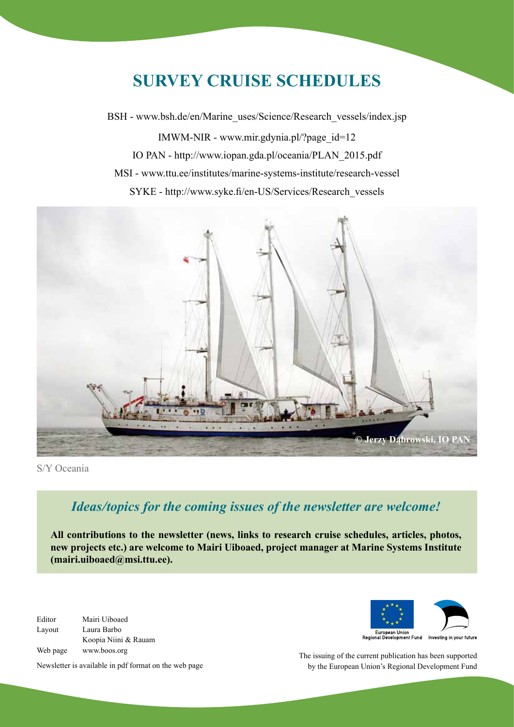# SURVEY CRUISE SCHEDULES

BSH - www.bsh.de/en/Marine_uses/Science/Research_vessels/index.jsp

IMWM-NIR - www.mir.gdynia.pl/?page_id=12

IO PAN - http://www.iopan.gda.pl/oceania/PLAN_2015.pdf

MSI - www.ttu.ee/institutes/marine-systems-institute/research-vessel

SYKE - http://www.syke.fi/en-US/Services/Research_vessels

© Jerzy Dąbrowski, IO PAN

S/Y Oceania

## *Ideas/topics for the coming issues of the newsletter are welcome!*

**All contributions to the newsletter (news, links to research cruise schedules, articles, photos, new projects etc.) are welcome to Mairi Uiboaed, project manager at Marine Systems Institute (mairi.uiboaed@msi.ttu.ee).**

| | |
|---|---|
| Editor | Mairi Uiboaed |
| Layout | Laura Barbo |
| | Koopia Niini & Rauam |
| Web page | www.boos.org |

Newsletter is available in pdf format on the web page

European Union Regional Development Fund

Investing in your future

The issuing of the current publication has been supported by the European Union's Regional Development Fund